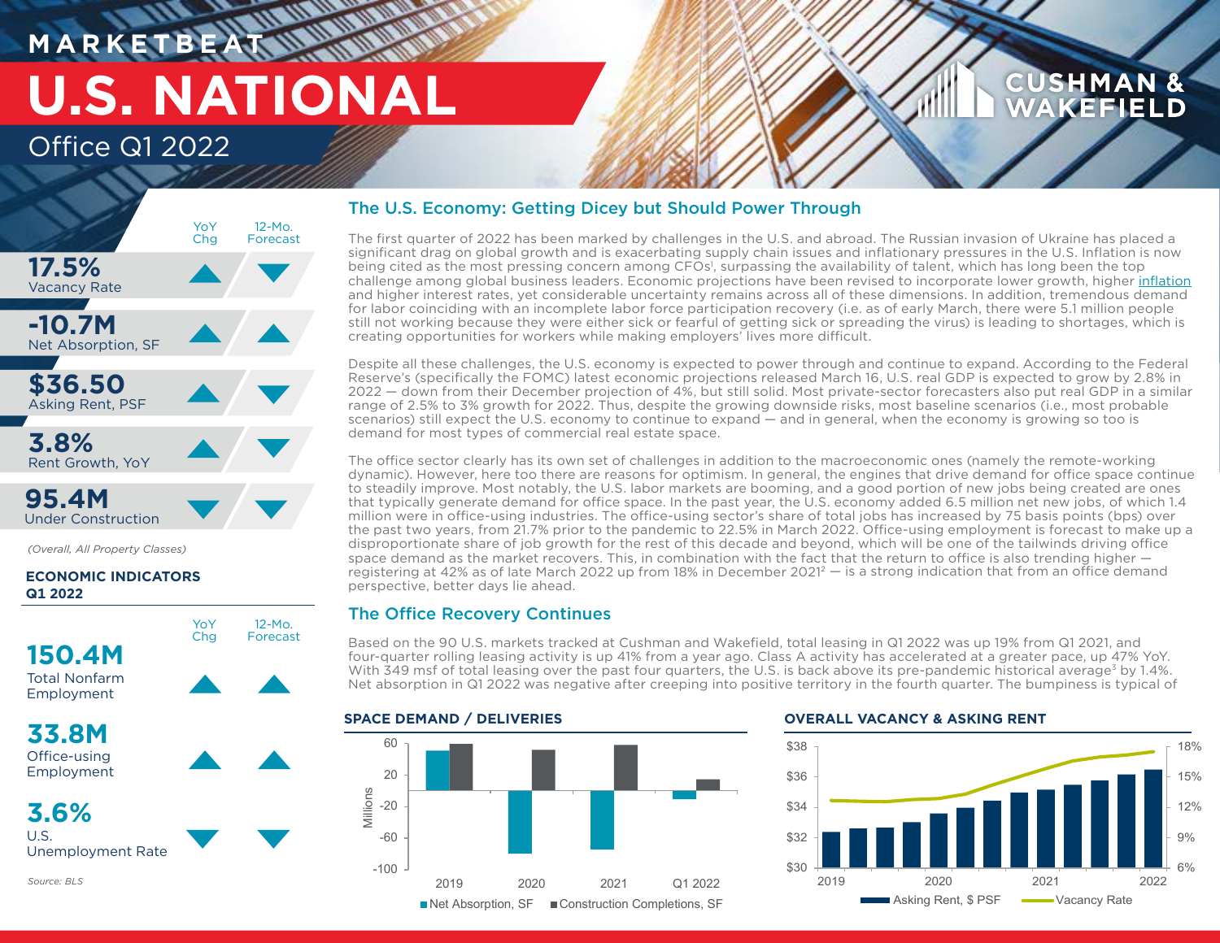# MARKETBEAT

# U.S. NATIONAL

## Office Q1 2022

| | YoY Chg | 12-Mo. Forecast |
|---|---|---|
| **17.5%** Vacancy Rate | ▲ | ▼ |
| **-10.7M** Net Absorption, SF | ▲ | ▲ |
| **$36.50** Asking Rent, PSF | ▲ | ▼ |
| **3.8%** Rent Growth, YoY | ▲ | ▼ |
| **95.4M** Under Construction | ▼ | ▼ |

*(Overall, All Property Classes)*

### ECONOMIC INDICATORS Q1 2022

| | YoY Chg | 12-Mo. Forecast |
|---|---|---|
| **150.4M** Total Nonfarm Employment | ▲ | ▲ |
| **33.8M** Office-using Employment | ▲ | ▲ |
| **3.6%** U.S. Unemployment Rate | ▼ | ▼ |

*Source: BLS*

## The U.S. Economy: Getting Dicey but Should Power Through

The first quarter of 2022 has been marked by challenges in the U.S. and abroad. The Russian invasion of Ukraine has placed a significant drag on global growth and is exacerbating supply chain issues and inflationary pressures in the U.S. Inflation is now being cited as the most pressing concern among CFOs[1], surpassing the availability of talent, which has long been the top challenge among global business leaders. Economic projections have been revised to incorporate lower growth, higher inflation and higher interest rates, yet considerable uncertainty remains across all of these dimensions. In addition, tremendous demand for labor coinciding with an incomplete labor force participation recovery (i.e. as of early March, there were 5.1 million people still not working because they were either sick or fearful of getting sick or spreading the virus) is leading to shortages, which is creating opportunities for workers while making employers' lives more difficult.

Despite all these challenges, the U.S. economy is expected to power through and continue to expand. According to the Federal Reserve's (specifically the FOMC) latest economic projections released March 16, U.S. real GDP is expected to grow by 2.8% in 2022 — down from their December projection of 4%, but still solid. Most private-sector forecasters also put real GDP in a similar range of 2.5% to 3% growth for 2022. Thus, despite the growing downside risks, most baseline scenarios (i.e., most probable scenarios) still expect the U.S. economy to continue to expand — and in general, when the economy is growing so too is demand for most types of commercial real estate space.

The office sector clearly has its own set of challenges in addition to the macroeconomic ones (namely the remote-working dynamic). However, here too there are reasons for optimism. In general, the engines that drive demand for office space continue to steadily improve. Most notably, the U.S. labor markets are booming, and a good portion of new jobs being created are ones that typically generate demand for office space. In the past year, the U.S. economy added 6.5 million net new jobs, of which 1.4 million were in office-using industries. The office-using sector's share of total jobs has increased by 75 basis points (bps) over the past two years, from 21.7% prior to the pandemic to 22.5% in March 2022. Office-using employment is forecast to make up a disproportionate share of job growth for the rest of this decade and beyond, which will be one of the tailwinds driving office space demand as the market recovers. This, in combination with the fact that the return to office is also trending higher — registering at 42% as of late March 2022 up from 18% in December 2021[2] — is a strong indication that from an office demand perspective, better days lie ahead.

## The Office Recovery Continues

Based on the 90 U.S. markets tracked at Cushman and Wakefield, total leasing in Q1 2022 was up 19% from Q1 2021, and four-quarter rolling leasing activity is up 41% from a year ago. Class A activity has accelerated at a greater pace, up 47% YoY. With 349 msf of total leasing over the past four quarters, the U.S. is back above its pre-pandemic historical average[3] by 1.4%. Net absorption in Q1 2022 was negative after creeping into positive territory in the fourth quarter. The bumpiness is typical of

### SPACE DEMAND / DELIVERIES

Millions
60
20
-20
-60
-100
2019
2020
2021
Q1 2022
Net Absorption, SF
Construction Completions, SF

### OVERALL VACANCY & ASKING RENT

$38
$36
$34
$32
$30
18%
15%
12%
9%
6%
2019
2020
2021
2022
Asking Rent, $ PSF
Vacancy Rate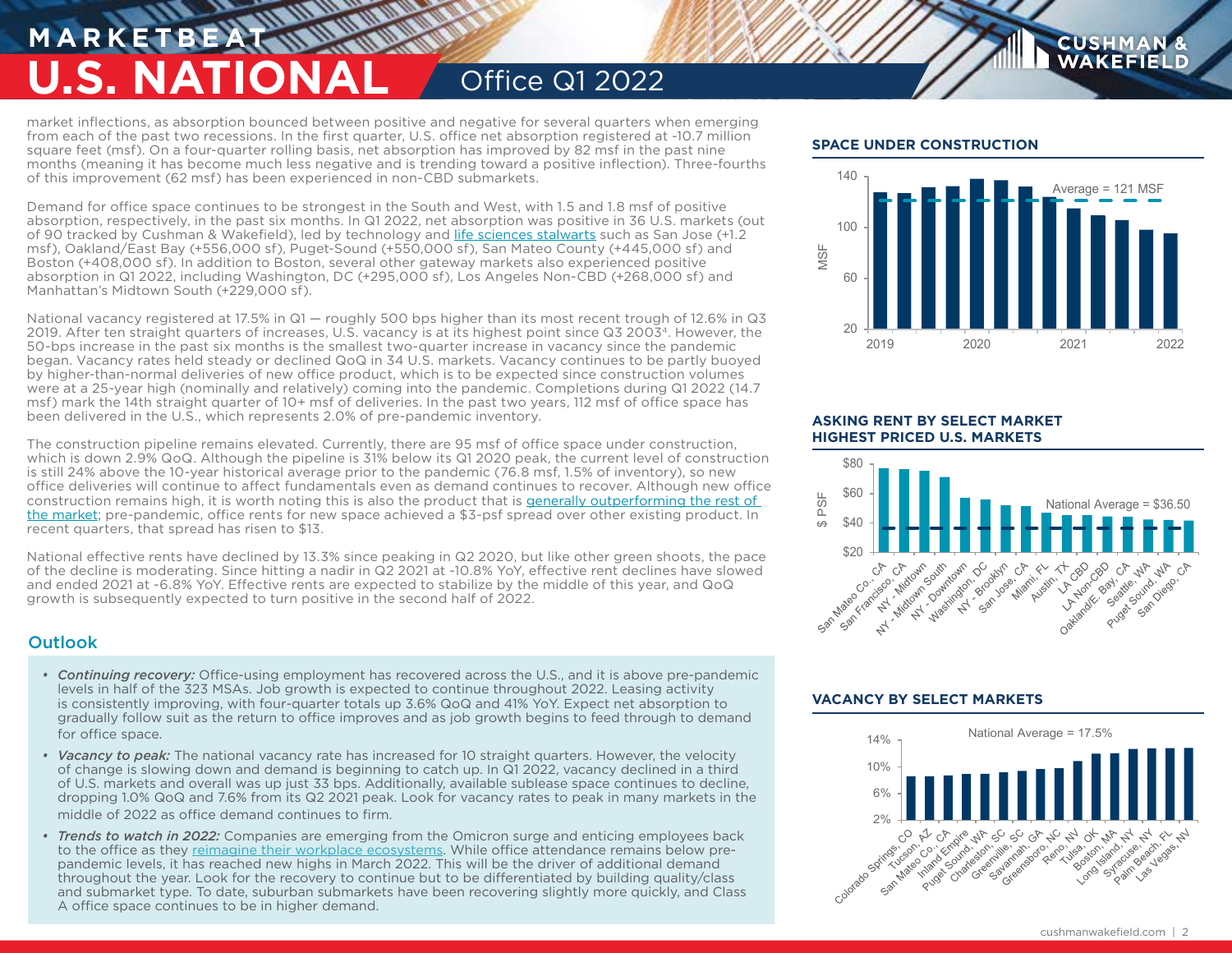market inflections, as absorption bounced between positive and negative for several quarters when emerging from each of the past two recessions. In the first quarter, U.S. office net absorption registered at -10.7 million square feet (msf). On a four-quarter rolling basis, net absorption has improved by 82 msf in the past nine months (meaning it has become much less negative and is trending toward a positive inflection). Three-fourths of this improvement (62 msf) has been experienced in non-CBD submarkets.

Demand for office space continues to be strongest in the South and West, with 1.5 and 1.8 msf of positive absorption, respectively, in the past six months. In Q1 2022, net absorption was positive in 36 U.S. markets (out of 90 tracked by Cushman & Wakefield), led by technology and life sciences stalwarts such as San Jose (+1.2 msf), Oakland/East Bay (+556,000 sf), Puget-Sound (+550,000 sf), San Mateo County (+445,000 sf) and Boston (+408,000 sf). In addition to Boston, several other gateway markets also experienced positive absorption in Q1 2022, including Washington, DC (+295,000 sf), Los Angeles Non-CBD (+268,000 sf) and Manhattan's Midtown South (+229,000 sf).

National vacancy registered at 17.5% in Q1 — roughly 500 bps higher than its most recent trough of 12.6% in Q3 2019. After ten straight quarters of increases, U.S. vacancy is at its highest point since Q3 2003[4]. However, the 50-bps increase in the past six months is the smallest two-quarter increase in vacancy since the pandemic began. Vacancy rates held steady or declined QoQ in 34 U.S. markets. Vacancy continues to be partly buoyed by higher-than-normal deliveries of new office product, which is to be expected since construction volumes were at a 25-year high (nominally and relatively) coming into the pandemic. Completions during Q1 2022 (14.7 msf) mark the 14th straight quarter of 10+ msf of deliveries. In the past two years, 112 msf of office space has been delivered in the U.S., which represents 2.0% of pre-pandemic inventory.

The construction pipeline remains elevated. Currently, there are 95 msf of office space under construction, which is down 2.9% QoQ. Although the pipeline is 31% below its Q1 2020 peak, the current level of construction is still 24% above the 10-year historical average prior to the pandemic (76.8 msf, 1.5% of inventory), so new office deliveries will continue to affect fundamentals even as demand continues to recover. Although new office construction remains high, it is worth noting this is also the product that is generally outperforming the rest of the market; pre-pandemic, office rents for new space achieved a $3-psf spread over other existing product. In recent quarters, that spread has risen to $13.

National effective rents have declined by 13.3% since peaking in Q2 2020, but like other green shoots, the pace of the decline is moderating. Since hitting a nadir in Q2 2021 at -10.8% YoY, effective rent declines have slowed and ended 2021 at -6.8% YoY. Effective rents are expected to stabilize by the middle of this year, and QoQ growth is subsequently expected to turn positive in the second half of 2022.

## Outlook

- ***Continuing recovery:*** Office-using employment has recovered across the U.S., and it is above pre-pandemic levels in half of the 323 MSAs. Job growth is expected to continue throughout 2022. Leasing activity is consistently improving, with four-quarter totals up 3.6% QoQ and 41% YoY. Expect net absorption to gradually follow suit as the return to office improves and as job growth begins to feed through to demand for office space.
- ***Vacancy to peak:*** The national vacancy rate has increased for 10 straight quarters. However, the velocity of change is slowing down and demand is beginning to catch up. In Q1 2022, vacancy declined in a third of U.S. markets and overall was up just 33 bps. Additionally, available sublease space continues to decline, dropping 1.0% QoQ and 7.6% from its Q2 2021 peak. Look for vacancy rates to peak in many markets in the middle of 2022 as office demand continues to firm.
- ***Trends to watch in 2022:*** Companies are emerging from the Omicron surge and enticing employees back to the office as they reimagine their workplace ecosystems. While office attendance remains below pre-pandemic levels, it has reached new highs in March 2022. This will be the driver of additional demand throughout the year. Look for the recovery to continue but to be differentiated by building quality/class and submarket type. To date, suburban submarkets have been recovering slightly more quickly, and Class A office space continues to be in higher demand.

### SPACE UNDER CONSTRUCTION

MSF
140
100
60
20
Average = 121 MSF
2019
2020
2021
2022

### ASKING RENT BY SELECT MARKET
### HIGHEST PRICED U.S. MARKETS

$ PSF
$80
$60
$40
$20
National Average = $36.50
San Mateo Co., CA
San Francisco, CA
NY - Midtown
NY - Midtown South
NY - Downtown
Washington, DC
NY - Brooklyn
San Jose, CA
Miami, FL
Austin, TX
LA CBD
LA Non-CBD
Oakland/E. Bay, CA
Seattle, WA
Puget Sound, WA
San Diego, CA

### VACANCY BY SELECT MARKETS

National Average = 17.5%
14%
10%
6%
2%
Colorado Springs, CO
Tucson, AZ
San Mateo Co., CA
Inland Empire
Puget Sound, WA
Charleston, SC
Greenville, SC
Savannah, GA
Greensboro, NC
Reno, NV
Tulsa, OK
Boston, MA
Long Island, NY
Syracuse, NY
Palm Beach, FL
Las Vegas, NV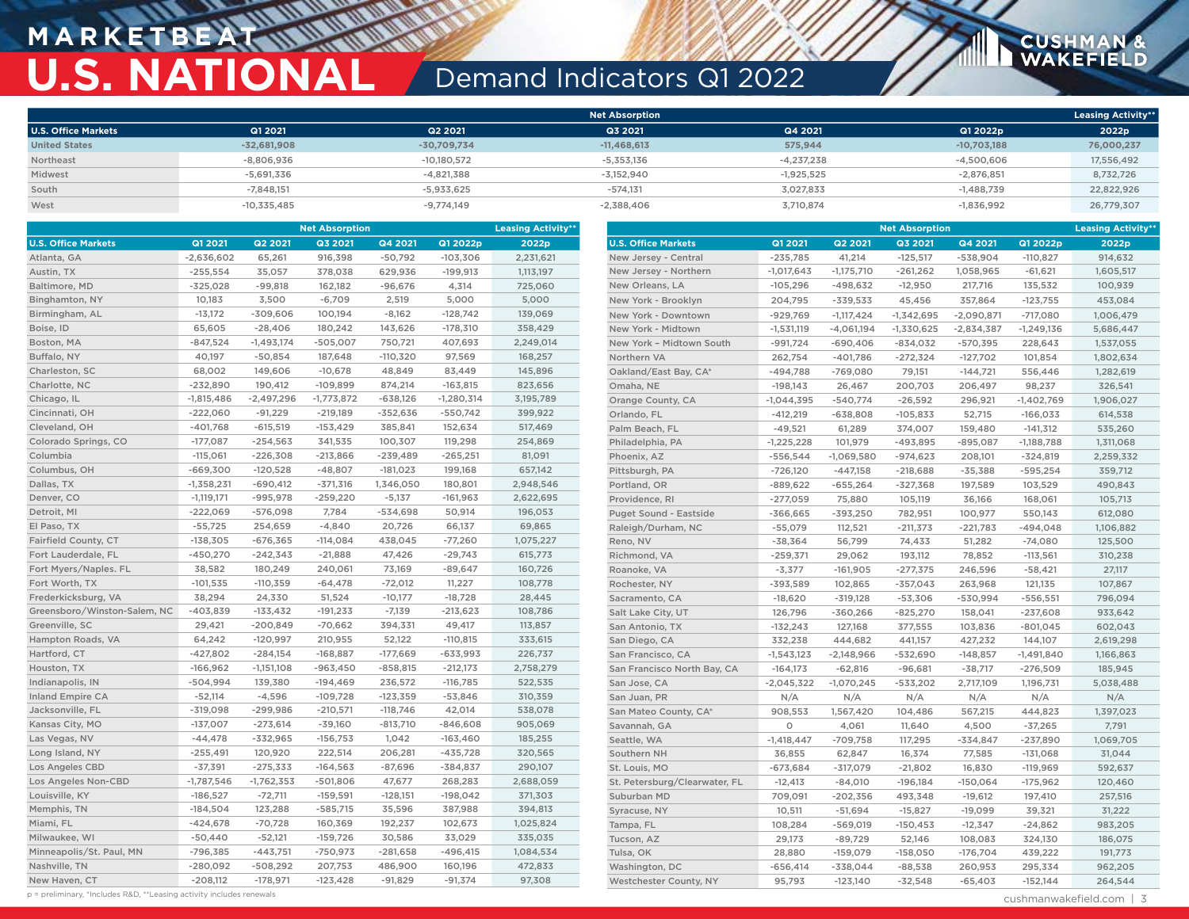# MARKETBEAT

# U.S. NATIONAL

## Demand Indicators Q1 2022

| | Net Absorption | | | | | Leasing Activity** |
|---|---|---|---|---|---|---|
| U.S. Office Markets | Q1 2021 | Q2 2021 | Q3 2021 | Q4 2021 | Q1 2022p | 2022p |
| United States | -32,681,908 | -30,709,734 | -11,468,613 | 575,944 | -10,703,188 | 76,000,237 |
| Northeast | -8,806,936 | -10,180,572 | -5,353,136 | -4,237,238 | -4,500,606 | 17,556,492 |
| Midwest | -5,691,336 | -4,821,388 | -3,152,940 | -1,925,525 | -2,876,851 | 8,732,726 |
| South | -7,848,151 | -5,933,625 | -574,131 | 3,027,833 | -1,488,739 | 22,822,926 |
| West | -10,335,485 | -9,774,149 | -2,388,406 | 3,710,874 | -1,836,992 | 26,779,307 |

| | Net Absorption | | | | | Leasing Activity** |
|---|---|---|---|---|---|---|
| U.S. Office Markets | Q1 2021 | Q2 2021 | Q3 2021 | Q4 2021 | Q1 2022p | 2022p |
| Atlanta, GA | -2,636,602 | 65,261 | 916,398 | -50,792 | -103,306 | 2,231,621 |
| Austin, TX | -255,554 | 35,057 | 378,038 | 629,936 | -199,913 | 1,113,197 |
| Baltimore, MD | -325,028 | -99,818 | 162,182 | -96,676 | 4,314 | 725,060 |
| Binghamton, NY | 10,183 | 3,500 | -6,709 | 2,519 | 5,000 | 5,000 |
| Birmingham, AL | -13,172 | -309,606 | 100,194 | -8,162 | -128,742 | 139,069 |
| Boise, ID | 65,605 | -28,406 | 180,242 | 143,626 | -178,310 | 358,429 |
| Boston, MA | -847,524 | -1,493,174 | -505,007 | 750,721 | 407,693 | 2,249,014 |
| Buffalo, NY | 40,197 | -50,854 | 187,648 | -110,320 | 97,569 | 168,257 |
| Charleston, SC | 68,002 | 149,606 | -10,678 | 48,849 | 83,449 | 145,896 |
| Charlotte, NC | -232,890 | 190,412 | -109,899 | 874,214 | -163,815 | 823,656 |
| Chicago, IL | -1,815,486 | -2,497,296 | -1,773,872 | -638,126 | -1,280,314 | 3,195,789 |
| Cincinnati, OH | -222,060 | -91,229 | -219,189 | -352,636 | -550,742 | 399,922 |
| Cleveland, OH | -401,768 | -615,519 | -153,429 | 385,841 | 152,634 | 517,469 |
| Colorado Springs, CO | -177,087 | -254,563 | 341,535 | 100,307 | 119,298 | 254,869 |
| Columbia | -115,061 | -226,308 | -213,866 | -239,489 | -265,251 | 81,091 |
| Columbus, OH | -669,300 | -120,528 | -48,807 | -181,023 | 199,168 | 657,142 |
| Dallas, TX | -1,358,231 | -690,412 | -371,316 | 1,346,050 | 180,801 | 2,948,546 |
| Denver, CO | -1,119,171 | -995,978 | -259,220 | -5,137 | -161,963 | 2,622,695 |
| Detroit, MI | -222,069 | -576,098 | 7,784 | -534,698 | 50,914 | 196,053 |
| El Paso, TX | -55,725 | 254,659 | -4,840 | 20,726 | 66,137 | 69,865 |
| Fairfield County, CT | -138,305 | -676,365 | -114,084 | 438,045 | -77,260 | 1,075,227 |
| Fort Lauderdale, FL | -450,270 | -242,343 | -21,888 | 47,426 | -29,743 | 615,773 |
| Fort Myers/Naples. FL | 38,582 | 180,249 | 240,061 | 73,169 | -89,647 | 160,726 |
| Fort Worth, TX | -101,535 | -110,359 | -64,478 | -72,012 | 11,227 | 108,778 |
| Frederkicksburg, VA | 38,294 | 24,330 | 51,524 | -10,177 | -18,728 | 28,445 |
| Greensboro/Winston-Salem, NC | -403,839 | -133,432 | -191,233 | -7,139 | -213,623 | 108,786 |
| Greenville, SC | 29,421 | -200,849 | -70,662 | 394,331 | 49,417 | 113,857 |
| Hampton Roads, VA | 64,242 | -120,997 | 210,955 | 52,122 | -110,815 | 333,615 |
| Hartford, CT | -427,802 | -284,154 | -168,887 | -177,669 | -633,993 | 226,737 |
| Houston, TX | -166,962 | -1,151,108 | -963,450 | -858,815 | -212,173 | 2,758,279 |
| Indianapolis, IN | -504,994 | 139,380 | -194,469 | 236,572 | -116,785 | 522,535 |
| Inland Empire CA | -52,114 | -4,596 | -109,728 | -123,359 | -53,846 | 310,359 |
| Jacksonville, FL | -319,098 | -299,986 | -210,571 | -118,746 | 42,014 | 538,078 |
| Kansas City, MO | -137,007 | -273,614 | -39,160 | -813,710 | -846,608 | 905,069 |
| Las Vegas, NV | -44,478 | -332,965 | -156,753 | 1,042 | -163,460 | 185,255 |
| Long Island, NY | -255,491 | 120,920 | 222,514 | 206,281 | -435,728 | 320,565 |
| Los Angeles CBD | -37,391 | -275,333 | -164,563 | -87,696 | -384,837 | 290,107 |
| Los Angeles Non-CBD | -1,787,546 | -1,762,353 | -501,806 | 47,677 | 268,283 | 2,688,059 |
| Louisville, KY | -186,527 | -72,711 | -159,591 | -128,151 | -198,042 | 371,303 |
| Memphis, TN | -184,504 | 123,288 | -585,715 | 35,596 | 387,988 | 394,813 |
| Miami, FL | -424,678 | -70,728 | 160,369 | 192,237 | 102,673 | 1,025,824 |
| Milwaukee, WI | -50,440 | -52,121 | -159,726 | 30,586 | 33,029 | 335,035 |
| Minneapolis/St. Paul, MN | -796,385 | -443,751 | -750,973 | -281,658 | -496,415 | 1,084,534 |
| Nashville, TN | -280,092 | -508,292 | 207,753 | 486,900 | 160,196 | 472,833 |
| New Haven, CT | -208,112 | -178,971 | -123,428 | -91,829 | -91,374 | 97,308 |
| New Jersey - Central | -235,785 | 41,214 | -125,517 | -538,904 | -110,827 | 914,632 |
| New Jersey - Northern | -1,017,643 | -1,175,710 | -261,262 | 1,058,965 | -61,621 | 1,605,517 |
| New Orleans, LA | -105,296 | -498,632 | -12,950 | 217,716 | 135,532 | 100,939 |
| New York - Brooklyn | 204,795 | -339,533 | 45,456 | 357,864 | -123,755 | 453,084 |
| New York - Downtown | -929,769 | -1,117,424 | -1,342,695 | -2,090,871 | -717,080 | 1,006,479 |
| New York - Midtown | -1,531,119 | -4,061,194 | -1,330,625 | -2,834,387 | -1,249,136 | 5,686,447 |
| New York – Midtown South | -991,724 | -690,406 | -834,032 | -570,395 | 228,643 | 1,537,055 |
| Northern VA | 262,754 | -401,786 | -272,324 | -127,702 | 101,854 | 1,802,634 |
| Oakland/East Bay, CA* | -494,788 | -769,080 | 79,151 | -144,721 | 556,446 | 1,282,619 |
| Omaha, NE | -198,143 | 26,467 | 200,703 | 206,497 | 98,237 | 326,541 |
| Orange County, CA | -1,044,395 | -540,774 | -26,592 | 296,921 | -1,402,769 | 1,906,027 |
| Orlando, FL | -412,219 | -638,808 | -105,833 | 52,715 | -166,033 | 614,538 |
| Palm Beach, FL | -49,521 | 61,289 | 374,007 | 159,480 | -141,312 | 535,260 |
| Philadelphia, PA | -1,225,228 | 101,979 | -493,895 | -895,087 | -1,188,788 | 1,311,068 |
| Phoenix, AZ | -556,544 | -1,069,580 | -974,623 | 208,101 | -324,819 | 2,259,332 |
| Pittsburgh, PA | -726,120 | -447,158 | -218,688 | -35,388 | -595,254 | 359,712 |
| Portland, OR | -889,622 | -655,264 | -327,368 | 197,589 | 103,529 | 490,843 |
| Providence, RI | -277,059 | 75,880 | 105,119 | 36,166 | 168,061 | 105,713 |
| Puget Sound - Eastside | -366,665 | -393,250 | 782,951 | 100,977 | 550,143 | 612,080 |
| Raleigh/Durham, NC | -55,079 | 112,521 | -211,373 | -221,783 | -494,048 | 1,106,882 |
| Reno, NV | -38,364 | 56,799 | 74,433 | 51,282 | -74,080 | 125,500 |
| Richmond, VA | -259,371 | 29,062 | 193,112 | 78,852 | -113,561 | 310,238 |
| Roanoke, VA | -3,377 | -161,905 | -277,375 | 246,596 | -58,421 | 27,117 |
| Rochester, NY | -393,589 | 102,865 | -357,043 | 263,968 | 121,135 | 107,867 |
| Sacramento, CA | -18,620 | -319,128 | -53,306 | -530,994 | -556,551 | 796,094 |
| Salt Lake City, UT | 126,796 | -360,266 | -825,270 | 158,041 | -237,608 | 933,642 |
| San Antonio, TX | -132,243 | 127,168 | 377,555 | 103,836 | -801,045 | 602,043 |
| San Diego, CA | 332,238 | 444,682 | 441,157 | 427,232 | 144,107 | 2,619,298 |
| San Francisco, CA | -1,543,123 | -2,148,966 | -532,690 | -148,857 | -1,491,840 | 1,166,863 |
| San Francisco North Bay, CA | -164,173 | -62,816 | -96,681 | -38,717 | -276,509 | 185,945 |
| San Jose, CA | -2,045,322 | -1,070,245 | -533,202 | 2,717,109 | 1,196,731 | 5,038,488 |
| San Juan, PR | N/A | N/A | N/A | N/A | N/A | N/A |
| San Mateo County, CA* | 908,553 | 1,567,420 | 104,486 | 567,215 | 444,823 | 1,397,023 |
| Savannah, GA | 0 | 4,061 | 11,640 | 4,500 | -37,265 | 7,791 |
| Seattle, WA | -1,418,447 | -709,758 | 117,295 | -334,847 | -237,890 | 1,069,705 |
| Southern NH | 36,855 | 62,847 | 16,374 | 77,585 | -131,068 | 31,044 |
| St. Louis, MO | -673,684 | -317,079 | -21,802 | 16,830 | -119,969 | 592,637 |
| St. Petersburg/Clearwater, FL | -12,413 | -84,010 | -196,184 | -150,064 | -175,962 | 120,460 |
| Suburban MD | 709,091 | -202,356 | 493,348 | -19,612 | 197,410 | 257,516 |
| Syracuse, NY | 10,511 | -51,694 | -15,827 | -19,099 | 39,321 | 31,222 |
| Tampa, FL | 108,284 | -569,019 | -150,453 | -12,347 | -24,862 | 983,205 |
| Tucson, AZ | 29,173 | -89,729 | 52,146 | 108,083 | 324,130 | 186,075 |
| Tulsa, OK | 28,880 | -159,079 | -158,050 | -176,704 | 439,222 | 191,773 |
| Washington, DC | -656,414 | -338,044 | -88,538 | 260,953 | 295,334 | 962,205 |
| Westchester County, NY | 95,793 | -123,140 | -32,548 | -65,403 | -152,144 | 264,544 |

p = preliminary, *Includes R&D, **Leasing activity includes renewals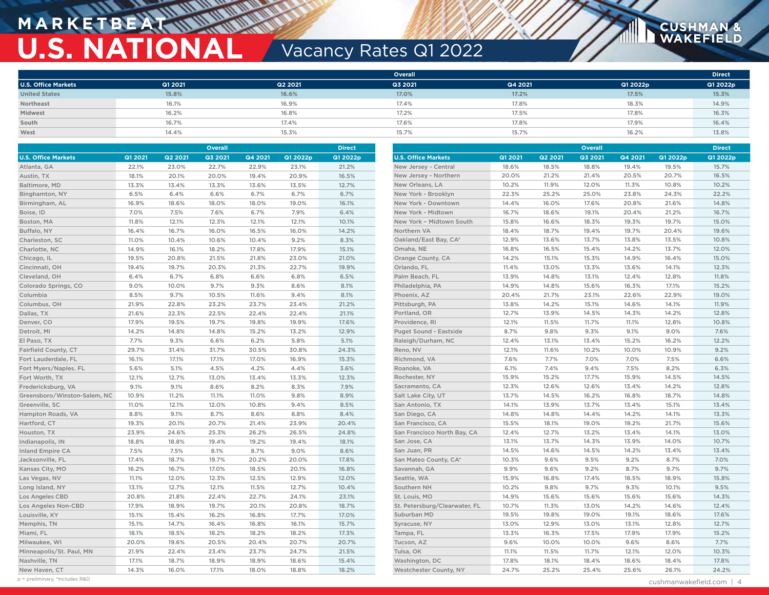# MARKETBEAT

# U.S. NATIONAL

## Vacancy Rates Q1 2022

| | Overall | | | | | Direct |
|---|---|---|---|---|---|---|
| U.S. Office Markets | Q1 2021 | Q2 2021 | Q3 2021 | Q4 2021 | Q1 2022p | Q1 2022p |
| United States | 15.8% | 16.6% | 17.0% | 17.2% | 17.5% | 15.3% |
| Northeast | 16.1% | 16.9% | 17.4% | 17.8% | 18.3% | 14.9% |
| Midwest | 16.2% | 16.8% | 17.2% | 17.5% | 17.8% | 16.3% |
| South | 16.7% | 17.4% | 17.6% | 17.8% | 17.9% | 16.4% |
| West | 14.4% | 15.3% | 15.7% | 15.7% | 16.2% | 13.8% |

| | Overall | | | | | Direct |
|---|---|---|---|---|---|---|
| U.S. Office Markets | Q1 2021 | Q2 2021 | Q3 2021 | Q4 2021 | Q1 2022p | Q1 2022p |
| Atlanta, GA | 22.1% | 23.0% | 22.7% | 22.9% | 23.1% | 21.2% |
| Austin, TX | 18.1% | 20.1% | 20.0% | 19.4% | 20.9% | 16.5% |
| Baltimore, MD | 13.3% | 13.4% | 13.3% | 13.6% | 13.5% | 12.7% |
| Binghamton, NY | 6.5% | 6.4% | 6.6% | 6.7% | 6.7% | 6.7% |
| Birmingham, AL | 16.9% | 18.6% | 18.0% | 18.0% | 19.0% | 16.1% |
| Boise, ID | 7.0% | 7.5% | 7.6% | 6.7% | 7.9% | 6.4% |
| Boston, MA | 11.8% | 12.1% | 12.3% | 12.1% | 12.1% | 10.1% |
| Buffalo, NY | 16.4% | 16.7% | 16.0% | 16.5% | 16.0% | 14.2% |
| Charleston, SC | 11.0% | 10.4% | 10.6% | 10.4% | 9.2% | 8.3% |
| Charlotte, NC | 14.9% | 16.1% | 18.2% | 17.8% | 17.9% | 15.1% |
| Chicago, IL | 19.5% | 20.8% | 21.5% | 21.8% | 23.0% | 21.0% |
| Cincinnati, OH | 19.4% | 19.7% | 20.3% | 21.3% | 22.7% | 19.9% |
| Cleveland, OH | 6.4% | 6.7% | 6.8% | 6.6% | 6.8% | 6.5% |
| Colorado Springs, CO | 9.0% | 10.0% | 9.7% | 9.3% | 8.6% | 8.1% |
| Columbia | 8.5% | 9.7% | 10.5% | 11.6% | 9.4% | 8.1% |
| Columbus, OH | 21.9% | 22.8% | 23.2% | 23.7% | 23.4% | 21.2% |
| Dallas, TX | 21.6% | 22.3% | 22.5% | 22.4% | 22.4% | 21.1% |
| Denver, CO | 17.9% | 19.5% | 19.7% | 19.8% | 19.9% | 17.6% |
| Detroit, MI | 14.2% | 14.8% | 14.8% | 15.2% | 13.2% | 12.9% |
| El Paso, TX | 7.7% | 9.3% | 6.6% | 6.2% | 5.8% | 5.1% |
| Fairfield County, CT | 29.7% | 31.4% | 31.7% | 30.5% | 30.8% | 24.3% |
| Fort Lauderdale, FL | 16.1% | 17.1% | 17.1% | 17.0% | 16.9% | 15.3% |
| Fort Myers/Naples. FL | 5.6% | 5.1% | 4.5% | 4.2% | 4.4% | 3.6% |
| Fort Worth, TX | 12.1% | 12.7% | 13.0% | 13.4% | 13.3% | 12.3% |
| Fredericksburg, VA | 9.1% | 9.1% | 8.6% | 8.2% | 8.3% | 7.9% |
| Greensboro/Winston-Salem, NC | 10.9% | 11.2% | 11.1% | 11.0% | 9.8% | 8.9% |
| Greenville, SC | 11.0% | 12.1% | 12.0% | 10.8% | 9.4% | 8.5% |
| Hampton Roads, VA | 8.8% | 9.1% | 8.7% | 8.6% | 8.8% | 8.4% |
| Hartford, CT | 19.3% | 20.1% | 20.7% | 21.4% | 23.9% | 20.4% |
| Houston, TX | 23.9% | 24.6% | 25.3% | 26.2% | 26.5% | 24.8% |
| Indianapolis, IN | 18.8% | 18.8% | 19.4% | 19.2% | 19.4% | 18.1% |
| Inland Empire CA | 7.5% | 7.5% | 8.1% | 8.7% | 9.0% | 8.6% |
| Jacksonville, FL | 17.4% | 18.7% | 19.7% | 20.2% | 20.0% | 17.8% |
| Kansas City, MO | 16.2% | 16.7% | 17.0% | 18.5% | 20.1% | 16.8% |
| Las Vegas, NV | 11.1% | 12.0% | 12.3% | 12.5% | 12.9% | 12.0% |
| Long Island, NY | 13.1% | 12.7% | 12.1% | 11.5% | 12.7% | 10.4% |
| Los Angeles CBD | 20.8% | 21.8% | 22.4% | 22.7% | 24.1% | 23.1% |
| Los Angeles Non-CBD | 17.9% | 18.9% | 19.7% | 20.1% | 20.8% | 18.7% |
| Louisville, KY | 15.1% | 15.4% | 16.2% | 16.8% | 17.7% | 17.0% |
| Memphis, TN | 15.1% | 14.7% | 16.4% | 16.8% | 16.1% | 15.7% |
| Miami, FL | 18.1% | 18.5% | 18.2% | 18.2% | 18.2% | 17.3% |
| Milwaukee, WI | 20.0% | 19.6% | 20.5% | 20.4% | 20.7% | 20.7% |
| Minneapolis/St. Paul, MN | 21.9% | 22.4% | 23.4% | 23.7% | 24.7% | 21.5% |
| Nashville, TN | 17.1% | 18.7% | 18.9% | 18.9% | 18.6% | 15.4% |
| New Haven, CT | 14.3% | 16.0% | 17.1% | 18.0% | 18.8% | 18.2% |
| New Jersey - Central | 18.6% | 18.5% | 18.8% | 19.4% | 19.5% | 15.7% |
| New Jersey - Northern | 20.0% | 21.2% | 21.4% | 20.5% | 20.7% | 16.5% |
| New Orleans, LA | 10.2% | 11.9% | 12.0% | 11.3% | 10.8% | 10.2% |
| New York - Brooklyn | 22.3% | 25.2% | 25.0% | 23.8% | 24.3% | 22.2% |
| New York - Downtown | 14.4% | 16.0% | 17.6% | 20.8% | 21.6% | 14.8% |
| New York - Midtown | 16.7% | 18.6% | 19.1% | 20.4% | 21.2% | 16.7% |
| New York – Midtown South | 15.8% | 16.6% | 18.3% | 19.3% | 19.7% | 15.0% |
| Northern VA | 18.4% | 18.7% | 19.4% | 19.7% | 20.4% | 19.6% |
| Oakland/East Bay, CA* | 12.9% | 13.6% | 13.7% | 13.8% | 13.5% | 10.8% |
| Omaha, NE | 16.8% | 16.5% | 15.4% | 14.2% | 13.7% | 12.0% |
| Orange County, CA | 14.2% | 15.1% | 15.3% | 14.9% | 16.4% | 15.0% |
| Orlando, FL | 11.4% | 13.0% | 13.3% | 13.6% | 14.1% | 12.3% |
| Palm Beach, FL | 13.9% | 14.8% | 13.1% | 12.4% | 12.8% | 11.8% |
| Philadelphia, PA | 14.9% | 14.8% | 15.6% | 16.3% | 17.1% | 15.2% |
| Phoenix, AZ | 20.4% | 21.7% | 23.1% | 22.6% | 22.9% | 19.0% |
| Pittsburgh, PA | 13.8% | 14.2% | 15.1% | 14.6% | 14.1% | 11.9% |
| Portland, OR | 12.7% | 13.9% | 14.5% | 14.3% | 14.2% | 12.8% |
| Providence, RI | 12.1% | 11.5% | 11.7% | 11.1% | 12.8% | 10.8% |
| Puget Sound - Eastside | 8.7% | 9.8% | 9.3% | 9.1% | 9.0% | 7.6% |
| Raleigh/Durham, NC | 12.4% | 13.1% | 13.4% | 15.2% | 16.2% | 12.2% |
| Reno, NV | 12.1% | 11.6% | 10.2% | 10.0% | 10.9% | 9.2% |
| Richmond, VA | 7.6% | 7.7% | 7.0% | 7.0% | 7.5% | 6.6% |
| Roanoke, VA | 6.1% | 7.4% | 9.4% | 7.5% | 8.2% | 6.3% |
| Rochester, NY | 15.9% | 15.2% | 17.7% | 15.9% | 14.5% | 14.5% |
| Sacramento, CA | 12.3% | 12.6% | 12.6% | 13.4% | 14.2% | 12.8% |
| Salt Lake City, UT | 13.7% | 14.5% | 16.2% | 16.8% | 18.7% | 14.8% |
| San Antonio, TX | 14.1% | 13.9% | 13.7% | 13.4% | 15.1% | 13.4% |
| San Diego, CA | 14.8% | 14.8% | 14.4% | 14.2% | 14.1% | 13.3% |
| San Francisco, CA | 15.5% | 18.1% | 19.0% | 19.2% | 21.7% | 15.6% |
| San Francisco North Bay, CA | 12.4% | 12.7% | 13.2% | 13.4% | 14.1% | 13.0% |
| San Jose, CA | 13.1% | 13.7% | 14.3% | 13.9% | 14.0% | 10.7% |
| San Juan, PR | 14.5% | 14.6% | 14.5% | 14.2% | 13.4% | 13.4% |
| San Mateo County, CA* | 10.3% | 9.6% | 9.5% | 9.2% | 8.7% | 7.0% |
| Savannah, GA | 9.9% | 9.6% | 9.2% | 8.7% | 9.7% | 9.7% |
| Seattle, WA | 15.9% | 16.8% | 17.4% | 18.5% | 18.9% | 15.8% |
| Southern NH | 10.2% | 9.8% | 9.7% | 9.3% | 10.1% | 9.5% |
| St. Louis, MO | 14.9% | 15.6% | 15.6% | 15.6% | 15.6% | 14.3% |
| St. Petersburg/Clearwater, FL | 10.7% | 11.3% | 13.0% | 14.2% | 14.6% | 12.4% |
| Suburban MD | 19.5% | 19.8% | 19.0% | 19.1% | 18.6% | 17.6% |
| Syracuse, NY | 13.0% | 12.9% | 13.0% | 13.1% | 12.8% | 12.7% |
| Tampa, FL | 13.3% | 16.3% | 17.5% | 17.9% | 17.9% | 15.2% |
| Tucson, AZ | 9.6% | 10.0% | 10.0% | 9.6% | 8.6% | 7.7% |
| Tulsa, OK | 11.1% | 11.5% | 11.7% | 12.1% | 12.0% | 10.3% |
| Washington, DC | 17.8% | 18.1% | 18.4% | 18.6% | 18.4% | 17.8% |
| Westchester County, NY | 24.7% | 25.2% | 25.4% | 25.6% | 26.1% | 24.2% |

p = preliminary, *Includes R&D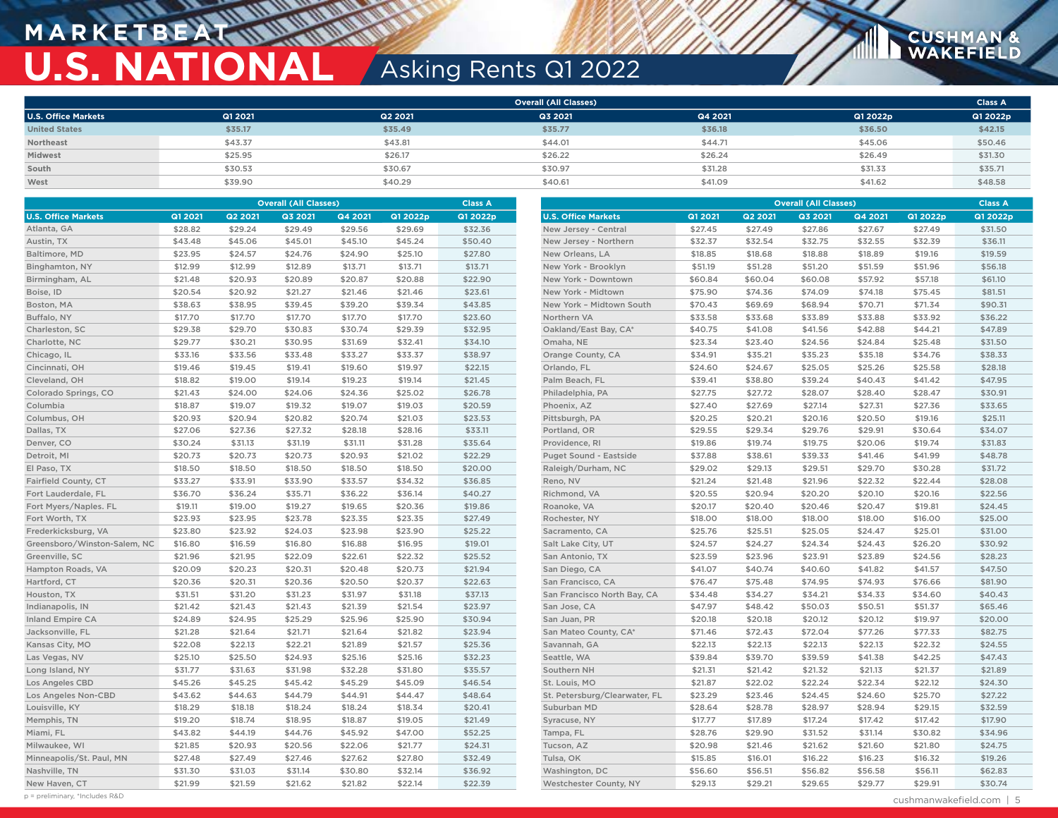# MARKETBEAT

# U.S. NATIONAL

## Asking Rents Q1 2022

| | Overall (All Classes) | | | | | Class A |
|---|---|---|---|---|---|---|
| U.S. Office Markets | Q1 2021 | Q2 2021 | Q3 2021 | Q4 2021 | Q1 2022p | Q1 2022p |
| United States | $35.17 | $35.49 | $35.77 | $36.18 | $36.50 | $42.15 |
| Northeast | $43.37 | $43.81 | $44.01 | $44.71 | $45.06 | $50.46 |
| Midwest | $25.95 | $26.17 | $26.22 | $26.24 | $26.49 | $31.30 |
| South | $30.53 | $30.67 | $30.97 | $31.28 | $31.33 | $35.71 |
| West | $39.90 | $40.29 | $40.61 | $41.09 | $41.62 | $48.58 |

| | Overall (All Classes) | | | | | Class A |
|---|---|---|---|---|---|---|
| U.S. Office Markets | Q1 2021 | Q2 2021 | Q3 2021 | Q4 2021 | Q1 2022p | Q1 2022p |
| Atlanta, GA | $28.82 | $29.24 | $29.49 | $29.56 | $29.69 | $32.36 |
| Austin, TX | $43.48 | $45.06 | $45.01 | $45.10 | $45.24 | $50.40 |
| Baltimore, MD | $23.95 | $24.57 | $24.76 | $24.90 | $25.10 | $27.80 |
| Binghamton, NY | $12.99 | $12.99 | $12.89 | $13.71 | $13.71 | $13.71 |
| Birmingham, AL | $21.48 | $20.93 | $20.89 | $20.87 | $20.88 | $22.90 |
| Boise, ID | $20.54 | $20.92 | $21.27 | $21.46 | $21.46 | $23.61 |
| Boston, MA | $38.63 | $38.95 | $39.45 | $39.20 | $39.34 | $43.85 |
| Buffalo, NY | $17.70 | $17.70 | $17.70 | $17.70 | $17.70 | $23.60 |
| Charleston, SC | $29.38 | $29.70 | $30.83 | $30.74 | $29.39 | $32.95 |
| Charlotte, NC | $29.77 | $30.21 | $30.95 | $31.69 | $32.41 | $34.10 |
| Chicago, IL | $33.16 | $33.56 | $33.48 | $33.27 | $33.37 | $38.97 |
| Cincinnati, OH | $19.46 | $19.45 | $19.41 | $19.60 | $19.97 | $22.15 |
| Cleveland, OH | $18.82 | $19.00 | $19.14 | $19.23 | $19.14 | $21.45 |
| Colorado Springs, CO | $21.43 | $24.00 | $24.06 | $24.36 | $25.02 | $26.78 |
| Columbia | $18.87 | $19.07 | $19.32 | $19.07 | $19.03 | $20.59 |
| Columbus, OH | $20.93 | $20.94 | $20.82 | $20.74 | $21.03 | $23.53 |
| Dallas, TX | $27.06 | $27.36 | $27.32 | $28.18 | $28.16 | $33.11 |
| Denver, CO | $30.24 | $31.13 | $31.19 | $31.11 | $31.28 | $35.64 |
| Detroit, MI | $20.73 | $20.73 | $20.73 | $20.93 | $21.02 | $22.29 |
| El Paso, TX | $18.50 | $18.50 | $18.50 | $18.50 | $18.50 | $20.00 |
| Fairfield County, CT | $33.27 | $33.91 | $33.90 | $33.57 | $34.32 | $36.85 |
| Fort Lauderdale, FL | $36.70 | $36.24 | $35.71 | $36.22 | $36.14 | $40.27 |
| Fort Myers/Naples. FL | $19.11 | $19.00 | $19.27 | $19.65 | $20.36 | $19.86 |
| Fort Worth, TX | $23.93 | $23.95 | $23.78 | $23.35 | $23.35 | $27.49 |
| Frederickburg, VA | $23.80 | $23.92 | $24.03 | $23.98 | $23.90 | $25.22 |
| Greensboro/Winston-Salem, NC | $16.80 | $16.59 | $16.80 | $16.88 | $16.95 | $19.01 |
| Greenville, SC | $21.96 | $21.95 | $22.09 | $22.61 | $22.32 | $25.52 |
| Hampton Roads, VA | $20.09 | $20.23 | $20.31 | $20.48 | $20.73 | $21.94 |
| Hartford, CT | $20.36 | $20.31 | $20.36 | $20.50 | $20.37 | $22.63 |
| Houston, TX | $31.51 | $31.20 | $31.23 | $31.97 | $31.18 | $37.13 |
| Indianapolis, IN | $21.42 | $21.43 | $21.43 | $21.39 | $21.54 | $23.97 |
| Inland Empire CA | $24.89 | $24.95 | $25.29 | $25.96 | $25.90 | $30.94 |
| Jacksonville, FL | $21.28 | $21.64 | $21.71 | $21.64 | $21.82 | $23.94 |
| Kansas City, MO | $22.08 | $22.13 | $22.21 | $21.89 | $21.57 | $25.36 |
| Las Vegas, NV | $25.10 | $25.50 | $24.93 | $25.16 | $25.16 | $32.23 |
| Long Island, NY | $31.77 | $31.63 | $31.98 | $32.28 | $31.80 | $35.57 |
| Los Angeles CBD | $45.26 | $45.25 | $45.42 | $45.29 | $45.09 | $46.54 |
| Los Angeles Non-CBD | $43.62 | $44.63 | $44.79 | $44.91 | $44.47 | $48.64 |
| Louisville, KY | $18.29 | $18.18 | $18.24 | $18.24 | $18.34 | $20.41 |
| Memphis, TN | $19.20 | $18.74 | $18.95 | $18.87 | $19.05 | $21.49 |
| Miami, FL | $43.82 | $44.19 | $44.76 | $45.92 | $47.00 | $52.25 |
| Milwaukee, WI | $21.85 | $20.93 | $20.56 | $22.06 | $21.77 | $24.31 |
| Minneapolis/St. Paul, MN | $27.48 | $27.49 | $27.46 | $27.62 | $27.80 | $32.49 |
| Nashville, TN | $31.30 | $31.03 | $31.14 | $30.80 | $32.14 | $36.92 |
| New Haven, CT | $21.99 | $21.59 | $21.62 | $21.82 | $22.14 | $22.39 |

| | Overall (All Classes) | | | | | Class A |
|---|---|---|---|---|---|---|
| U.S. Office Markets | Q1 2021 | Q2 2021 | Q3 2021 | Q4 2021 | Q1 2022p | Q1 2022p |
| New Jersey - Central | $27.45 | $27.49 | $27.86 | $27.67 | $27.49 | $31.50 |
| New Jersey - Northern | $32.37 | $32.54 | $32.75 | $32.55 | $32.39 | $36.11 |
| New Orleans, LA | $18.85 | $18.68 | $18.88 | $18.89 | $19.16 | $19.59 |
| New York - Brooklyn | $51.19 | $51.28 | $51.20 | $51.59 | $51.96 | $56.18 |
| New York - Downtown | $60.84 | $60.04 | $60.08 | $57.92 | $57.18 | $61.10 |
| New York - Midtown | $75.90 | $74.36 | $74.09 | $74.18 | $75.45 | $81.51 |
| New York – Midtown South | $70.43 | $69.69 | $68.94 | $70.71 | $71.34 | $90.31 |
| Northern VA | $33.58 | $33.68 | $33.89 | $33.88 | $33.92 | $36.22 |
| Oakland/East Bay, CA* | $40.75 | $41.08 | $41.56 | $42.88 | $44.21 | $47.89 |
| Omaha, NE | $23.34 | $23.40 | $24.56 | $24.84 | $25.48 | $31.50 |
| Orange County, CA | $34.91 | $35.21 | $35.23 | $35.18 | $34.76 | $38.33 |
| Orlando, FL | $24.60 | $24.67 | $25.05 | $25.26 | $25.58 | $28.18 |
| Palm Beach, FL | $39.41 | $38.80 | $39.24 | $40.43 | $41.42 | $47.95 |
| Philadelphia, PA | $27.75 | $27.72 | $28.07 | $28.40 | $28.47 | $30.91 |
| Phoenix, AZ | $27.40 | $27.69 | $27.14 | $27.31 | $27.36 | $33.65 |
| Pittsburgh, PA | $20.25 | $20.21 | $20.16 | $20.50 | $19.16 | $25.11 |
| Portland, OR | $29.55 | $29.34 | $29.76 | $29.91 | $30.64 | $34.07 |
| Providence, RI | $19.86 | $19.74 | $19.75 | $20.06 | $19.74 | $31.83 |
| Puget Sound - Eastside | $37.88 | $38.61 | $39.33 | $41.46 | $41.99 | $48.78 |
| Raleigh/Durham, NC | $29.02 | $29.13 | $29.51 | $29.70 | $30.28 | $31.72 |
| Reno, NV | $21.24 | $21.48 | $21.96 | $22.32 | $22.44 | $28.08 |
| Richmond, VA | $20.55 | $20.94 | $20.20 | $20.10 | $20.16 | $22.56 |
| Roanoke, VA | $20.17 | $20.40 | $20.46 | $20.47 | $19.81 | $24.45 |
| Rochester, NY | $18.00 | $18.00 | $18.00 | $18.00 | $16.00 | $25.00 |
| Sacramento, CA | $25.76 | $25.51 | $25.05 | $24.47 | $25.01 | $31.00 |
| Salt Lake City, UT | $24.57 | $24.27 | $24.34 | $24.43 | $26.20 | $30.92 |
| San Antonio, TX | $23.59 | $23.96 | $23.91 | $23.89 | $24.56 | $28.23 |
| San Diego, CA | $41.07 | $40.74 | $40.60 | $41.82 | $41.57 | $47.50 |
| San Francisco, CA | $76.47 | $75.48 | $74.95 | $74.93 | $76.66 | $81.90 |
| San Francisco North Bay, CA | $34.48 | $34.27 | $34.21 | $34.33 | $34.60 | $40.43 |
| San Jose, CA | $47.97 | $48.42 | $50.03 | $50.51 | $51.37 | $65.46 |
| San Juan, PR | $20.18 | $20.18 | $20.12 | $20.12 | $19.97 | $20.00 |
| San Mateo County, CA* | $71.46 | $72.43 | $72.04 | $77.26 | $77.33 | $82.75 |
| Savannah, GA | $22.13 | $22.13 | $22.13 | $22.13 | $22.32 | $24.55 |
| Seattle, WA | $39.84 | $39.70 | $39.59 | $41.38 | $42.25 | $47.43 |
| Southern NH | $21.31 | $21.42 | $21.32 | $21.13 | $21.37 | $21.89 |
| St. Louis, MO | $21.87 | $22.02 | $22.24 | $22.34 | $22.12 | $24.30 |
| St. Petersburg/Clearwater, FL | $23.29 | $23.46 | $24.45 | $24.60 | $25.70 | $27.22 |
| Suburban MD | $28.64 | $28.78 | $28.97 | $28.94 | $29.15 | $32.59 |
| Syracuse, NY | $17.77 | $17.89 | $17.24 | $17.42 | $17.42 | $17.90 |
| Tampa, FL | $28.76 | $29.90 | $31.52 | $31.14 | $30.82 | $34.96 |
| Tucson, AZ | $20.98 | $21.46 | $21.62 | $21.60 | $21.80 | $24.75 |
| Tulsa, OK | $15.85 | $16.01 | $16.22 | $16.23 | $16.32 | $19.26 |
| Washington, DC | $56.60 | $56.51 | $56.82 | $56.58 | $56.11 | $62.83 |
| Westchester County, NY | $29.13 | $29.21 | $29.65 | $29.77 | $29.91 | $30.74 |

p = preliminary, *Includes R&D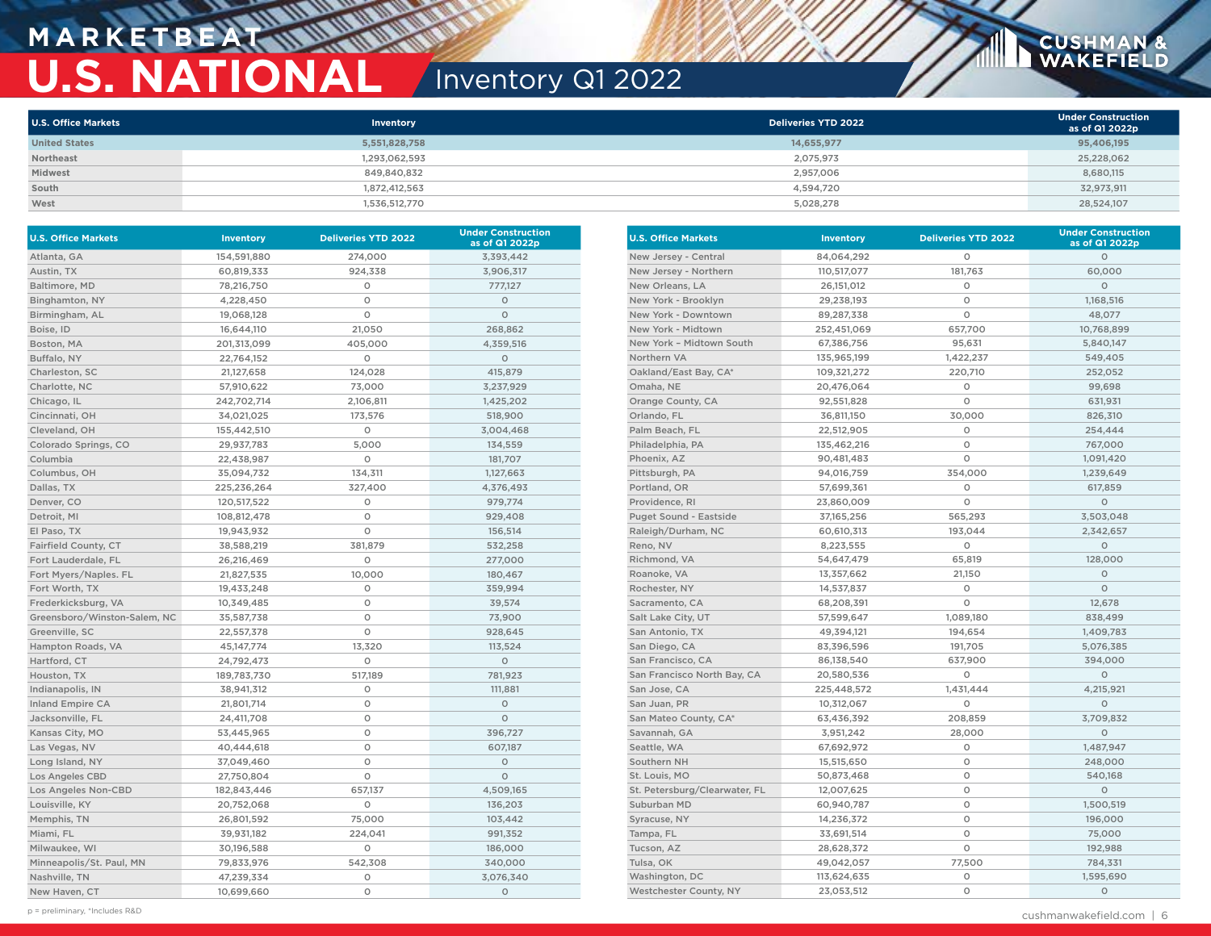# MARKETBEAT

# U.S. NATIONAL

## Inventory Q1 2022

| U.S. Office Markets | Inventory | Deliveries YTD 2022 | Under Construction as of Q1 2022p |
|---|---|---|---|
| United States | 5,551,828,758 | 14,655,977 | 95,406,195 |
| Northeast | 1,293,062,593 | 2,075,973 | 25,228,062 |
| Midwest | 849,840,832 | 2,957,006 | 8,680,115 |
| South | 1,872,412,563 | 4,594,720 | 32,973,911 |
| West | 1,536,512,770 | 5,028,278 | 28,524,107 |

| U.S. Office Markets | Inventory | Deliveries YTD 2022 | Under Construction as of Q1 2022p |
|---|---|---|---|
| Atlanta, GA | 154,591,880 | 274,000 | 3,393,442 |
| Austin, TX | 60,819,333 | 924,338 | 3,906,317 |
| Baltimore, MD | 78,216,750 | 0 | 777,127 |
| Binghamton, NY | 4,228,450 | 0 | 0 |
| Birmingham, AL | 19,068,128 | 0 | 0 |
| Boise, ID | 16,644,110 | 21,050 | 268,862 |
| Boston, MA | 201,313,099 | 405,000 | 4,359,516 |
| Buffalo, NY | 22,764,152 | 0 | 0 |
| Charleston, SC | 21,127,658 | 124,028 | 415,879 |
| Charlotte, NC | 57,910,622 | 73,000 | 3,237,929 |
| Chicago, IL | 242,702,714 | 2,106,811 | 1,425,202 |
| Cincinnati, OH | 34,021,025 | 173,576 | 518,900 |
| Cleveland, OH | 155,442,510 | 0 | 3,004,468 |
| Colorado Springs, CO | 29,937,783 | 5,000 | 134,559 |
| Columbia | 22,438,987 | 0 | 181,707 |
| Columbus, OH | 35,094,732 | 134,311 | 1,127,663 |
| Dallas, TX | 225,236,264 | 327,400 | 4,376,493 |
| Denver, CO | 120,517,522 | 0 | 979,774 |
| Detroit, MI | 108,812,478 | 0 | 929,408 |
| El Paso, TX | 19,943,932 | 0 | 156,514 |
| Fairfield County, CT | 38,588,219 | 381,879 | 532,258 |
| Fort Lauderdale, FL | 26,216,469 | 0 | 277,000 |
| Fort Myers/Naples. FL | 21,827,535 | 10,000 | 180,467 |
| Fort Worth, TX | 19,433,248 | 0 | 359,994 |
| Frederkicksburg, VA | 10,349,485 | 0 | 39,574 |
| Greensboro/Winston-Salem, NC | 35,587,738 | 0 | 73,900 |
| Greenville, SC | 22,557,378 | 0 | 928,645 |
| Hampton Roads, VA | 45,147,774 | 13,320 | 113,524 |
| Hartford, CT | 24,792,473 | 0 | 0 |
| Houston, TX | 189,783,730 | 517,189 | 781,923 |
| Indianapolis, IN | 38,941,312 | 0 | 111,881 |
| Inland Empire CA | 21,801,714 | 0 | 0 |
| Jacksonville, FL | 24,411,708 | 0 | 0 |
| Kansas City, MO | 53,445,965 | 0 | 396,727 |
| Las Vegas, NV | 40,444,618 | 0 | 607,187 |
| Long Island, NY | 37,049,460 | 0 | 0 |
| Los Angeles CBD | 27,750,804 | 0 | 0 |
| Los Angeles Non-CBD | 182,843,446 | 657,137 | 4,509,165 |
| Louisville, KY | 20,752,068 | 0 | 136,203 |
| Memphis, TN | 26,801,592 | 75,000 | 103,442 |
| Miami, FL | 39,931,182 | 224,041 | 991,352 |
| Milwaukee, WI | 30,196,588 | 0 | 186,000 |
| Minneapolis/St. Paul, MN | 79,833,976 | 542,308 | 340,000 |
| Nashville, TN | 47,239,334 | 0 | 3,076,340 |
| New Haven, CT | 10,699,660 | 0 | 0 |
| New Jersey - Central | 84,064,292 | 0 | 0 |
| New Jersey - Northern | 110,517,077 | 181,763 | 60,000 |
| New Orleans, LA | 26,151,012 | 0 | 0 |
| New York - Brooklyn | 29,238,193 | 0 | 1,168,516 |
| New York - Downtown | 89,287,338 | 0 | 48,077 |
| New York - Midtown | 252,451,069 | 657,700 | 10,768,899 |
| New York – Midtown South | 67,386,756 | 95,631 | 5,840,147 |
| Northern VA | 135,965,199 | 1,422,237 | 549,405 |
| Oakland/East Bay, CA* | 109,321,272 | 220,710 | 252,052 |
| Omaha, NE | 20,476,064 | 0 | 99,698 |
| Orange County, CA | 92,551,828 | 0 | 631,931 |
| Orlando, FL | 36,811,150 | 30,000 | 826,310 |
| Palm Beach, FL | 22,512,905 | 0 | 254,444 |
| Philadelphia, PA | 135,462,216 | 0 | 767,000 |
| Phoenix, AZ | 90,481,483 | 0 | 1,091,420 |
| Pittsburgh, PA | 94,016,759 | 354,000 | 1,239,649 |
| Portland, OR | 57,699,361 | 0 | 617,859 |
| Providence, RI | 23,860,009 | 0 | 0 |
| Puget Sound - Eastside | 37,165,256 | 565,293 | 3,503,048 |
| Raleigh/Durham, NC | 60,610,313 | 193,044 | 2,342,657 |
| Reno, NV | 8,223,555 | 0 | 0 |
| Richmond, VA | 54,647,479 | 65,819 | 128,000 |
| Roanoke, VA | 13,357,662 | 21,150 | 0 |
| Rochester, NY | 14,537,837 | 0 | 0 |
| Sacramento, CA | 68,208,391 | 0 | 12,678 |
| Salt Lake City, UT | 57,599,647 | 1,089,180 | 838,499 |
| San Antonio, TX | 49,394,121 | 194,654 | 1,409,783 |
| San Diego, CA | 83,396,596 | 191,705 | 5,076,385 |
| San Francisco, CA | 86,138,540 | 637,900 | 394,000 |
| San Francisco North Bay, CA | 20,580,536 | 0 | 0 |
| San Jose, CA | 225,448,572 | 1,431,444 | 4,215,921 |
| San Juan, PR | 10,312,067 | 0 | 0 |
| San Mateo County, CA* | 63,436,392 | 208,859 | 3,709,832 |
| Savannah, GA | 3,951,242 | 28,000 | 0 |
| Seattle, WA | 67,692,972 | 0 | 1,487,947 |
| Southern NH | 15,515,650 | 0 | 248,000 |
| St. Louis, MO | 50,873,468 | 0 | 540,168 |
| St. Petersburg/Clearwater, FL | 12,007,625 | 0 | 0 |
| Suburban MD | 60,940,787 | 0 | 1,500,519 |
| Syracuse, NY | 14,236,372 | 0 | 196,000 |
| Tampa, FL | 33,691,514 | 0 | 75,000 |
| Tucson, AZ | 28,628,372 | 0 | 192,988 |
| Tulsa, OK | 49,042,057 | 77,500 | 784,331 |
| Washington, DC | 113,624,635 | 0 | 1,595,690 |
| Westchester County, NY | 23,053,512 | 0 | 0 |

p = preliminary, *Includes R&D

cushmanwakefield.com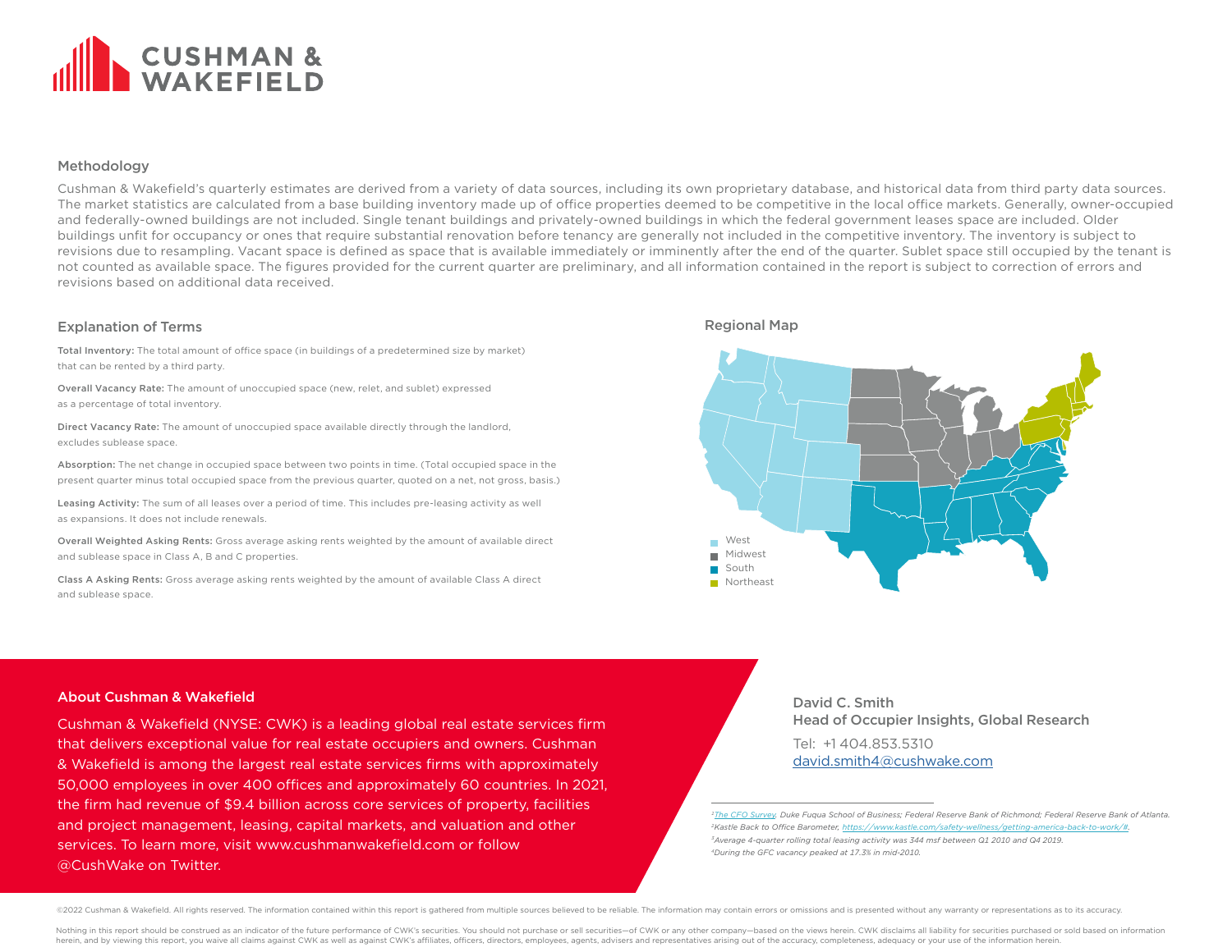CUSHMAN & WAKEFIELD

## Methodology

Cushman & Wakefield's quarterly estimates are derived from a variety of data sources, including its own proprietary database, and historical data from third party data sources. The market statistics are calculated from a base building inventory made up of office properties deemed to be competitive in the local office markets. Generally, owner-occupied and federally-owned buildings are not included. Single tenant buildings and privately-owned buildings in which the federal government leases space are included. Older buildings unfit for occupancy or ones that require substantial renovation before tenancy are generally not included in the competitive inventory. The inventory is subject to revisions due to resampling. Vacant space is defined as space that is available immediately or imminently after the end of the quarter. Sublet space still occupied by the tenant is not counted as available space. The figures provided for the current quarter are preliminary, and all information contained in the report is subject to correction of errors and revisions based on additional data received.

## Explanation of Terms

**Total Inventory:** The total amount of office space (in buildings of a predetermined size by market) that can be rented by a third party.

**Overall Vacancy Rate:** The amount of unoccupied space (new, relet, and sublet) expressed as a percentage of total inventory.

**Direct Vacancy Rate:** The amount of unoccupied space available directly through the landlord, excludes sublease space.

**Absorption:** The net change in occupied space between two points in time. (Total occupied space in the present quarter minus total occupied space from the previous quarter, quoted on a net, not gross, basis.)

**Leasing Activity:** The sum of all leases over a period of time. This includes pre-leasing activity as well as expansions. It does not include renewals.

**Overall Weighted Asking Rents:** Gross average asking rents weighted by the amount of available direct and sublease space in Class A, B and C properties.

**Class A Asking Rents:** Gross average asking rents weighted by the amount of available Class A direct and sublease space.

## Regional Map

West
Midwest
South
Northeast

## About Cushman & Wakefield

Cushman & Wakefield (NYSE: CWK) is a leading global real estate services firm that delivers exceptional value for real estate occupiers and owners. Cushman & Wakefield is among the largest real estate services firms with approximately 50,000 employees in over 400 offices and approximately 60 countries. In 2021, the firm had revenue of $9.4 billion across core services of property, facilities and project management, leasing, capital markets, and valuation and other services. To learn more, visit www.cushmanwakefield.com or follow @CushWake on Twitter.

**David C. Smith**
**Head of Occupier Insights, Global Research**
Tel: +1 404.853.5310
david.smith4@cushwake.com

---

*[1] The CFO Survey. Duke Fuqua School of Business; Federal Reserve Bank of Richmond; Federal Reserve Bank of Atlanta.*
*[2] Kastle Back to Office Barometer, https://www.kastle.com/safety-wellness/getting-america-back-to-work/#.*
*[3] Average 4-quarter rolling total leasing activity was 344 msf between Q1 2010 and Q4 2019.*
*[4] During the GFC vacancy peaked at 17.3% in mid-2010.*

©2022 Cushman & Wakefield. All rights reserved. The information contained within this report is gathered from multiple sources believed to be reliable. The information may contain errors or omissions and is presented without any warranty or representations as to its accuracy.

Nothing in this report should be construed as an indicator of the future performance of CWK's securities. You should not purchase or sell securities—of CWK or any other company—based on the views herein. CWK disclaims all liability for securities purchased or sold based on information herein, and by viewing this report, you waive all claims against CWK as well as against CWK's affiliates, officers, directors, employees, agents, advisers and representatives arising out of the accuracy, completeness, adequacy or your use of the information herein.